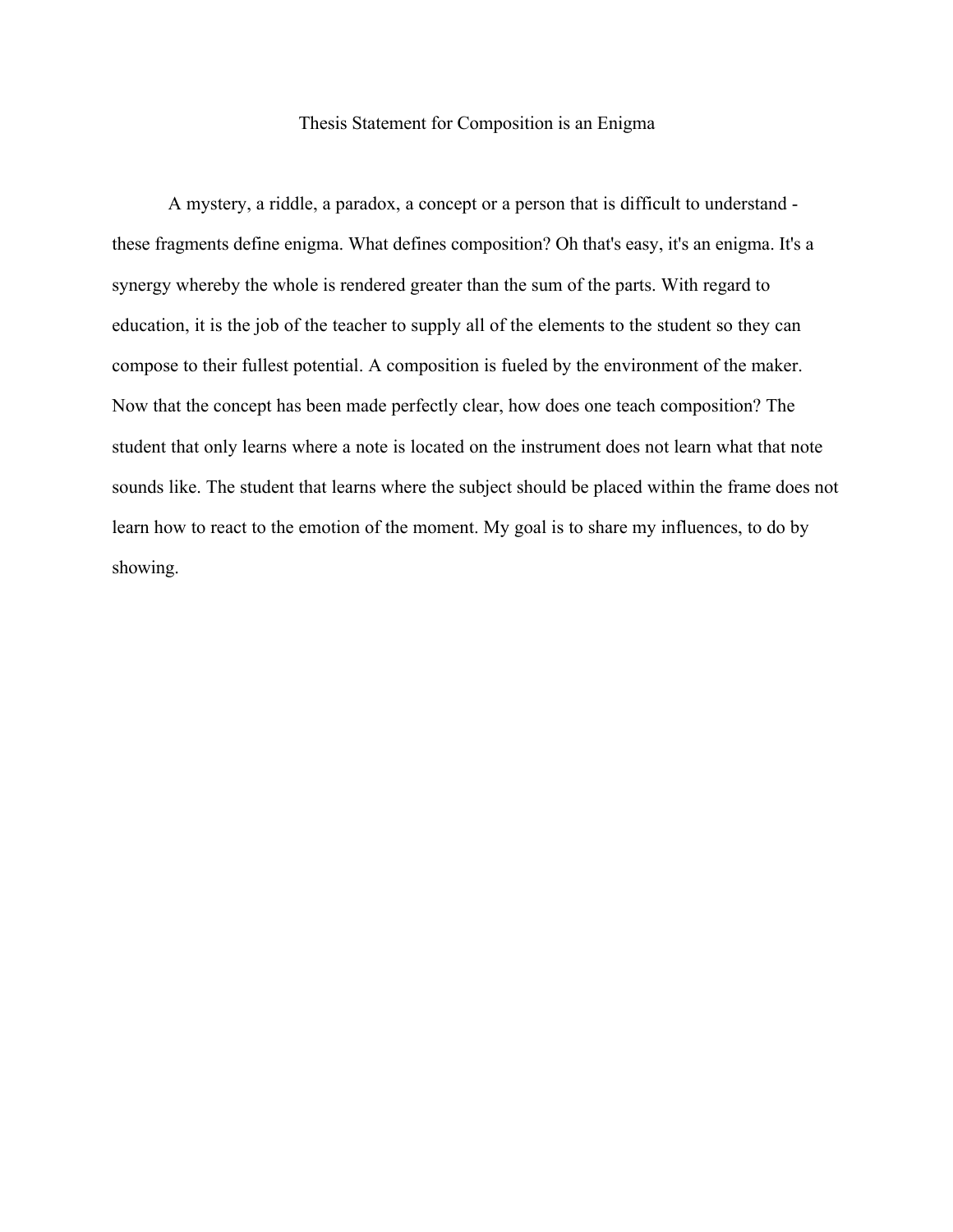# Thesis Statement for Composition is an Enigma

A mystery, a riddle, a paradox, a concept or a person that is difficult to understand - these fragments define enigma. What defines composition? Oh that's easy, it's an enigma. It's a synergy whereby the whole is rendered greater than the sum of the parts. With regard to education, it is the job of the teacher to supply all of the elements to the student so they can compose to their fullest potential. A composition is fueled by the environment of the maker. Now that the concept has been made perfectly clear, how does one teach composition? The student that only learns where a note is located on the instrument does not learn what that note sounds like. The student that learns where the subject should be placed within the frame does not learn how to react to the emotion of the moment. My goal is to share my influences, to do by showing.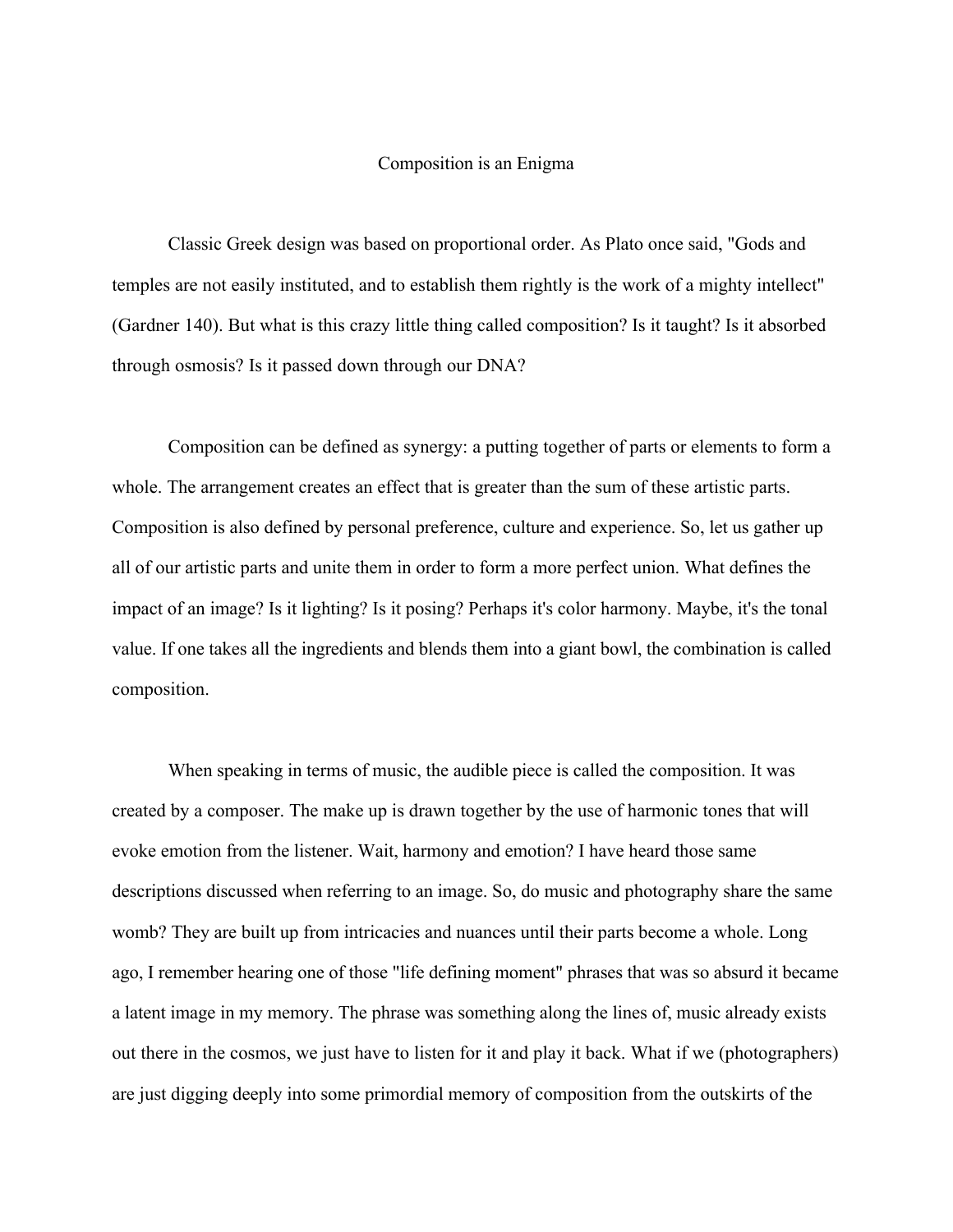# Composition is an Enigma

Classic Greek design was based on proportional order. As Plato once said, "Gods and temples are not easily instituted, and to establish them rightly is the work of a mighty intellect" (Gardner 140). But what is this crazy little thing called composition? Is it taught? Is it absorbed through osmosis? Is it passed down through our DNA?

Composition can be defined as synergy: a putting together of parts or elements to form a whole. The arrangement creates an effect that is greater than the sum of these artistic parts. Composition is also defined by personal preference, culture and experience. So, let us gather up all of our artistic parts and unite them in order to form a more perfect union. What defines the impact of an image? Is it lighting? Is it posing? Perhaps it's color harmony. Maybe, it's the tonal value. If one takes all the ingredients and blends them into a giant bowl, the combination is called composition.

When speaking in terms of music, the audible piece is called the composition. It was created by a composer. The make up is drawn together by the use of harmonic tones that will evoke emotion from the listener. Wait, harmony and emotion? I have heard those same descriptions discussed when referring to an image. So, do music and photography share the same womb? They are built up from intricacies and nuances until their parts become a whole. Long ago, I remember hearing one of those "life defining moment" phrases that was so absurd it became a latent image in my memory. The phrase was something along the lines of, music already exists out there in the cosmos, we just have to listen for it and play it back. What if we (photographers) are just digging deeply into some primordial memory of composition from the outskirts of the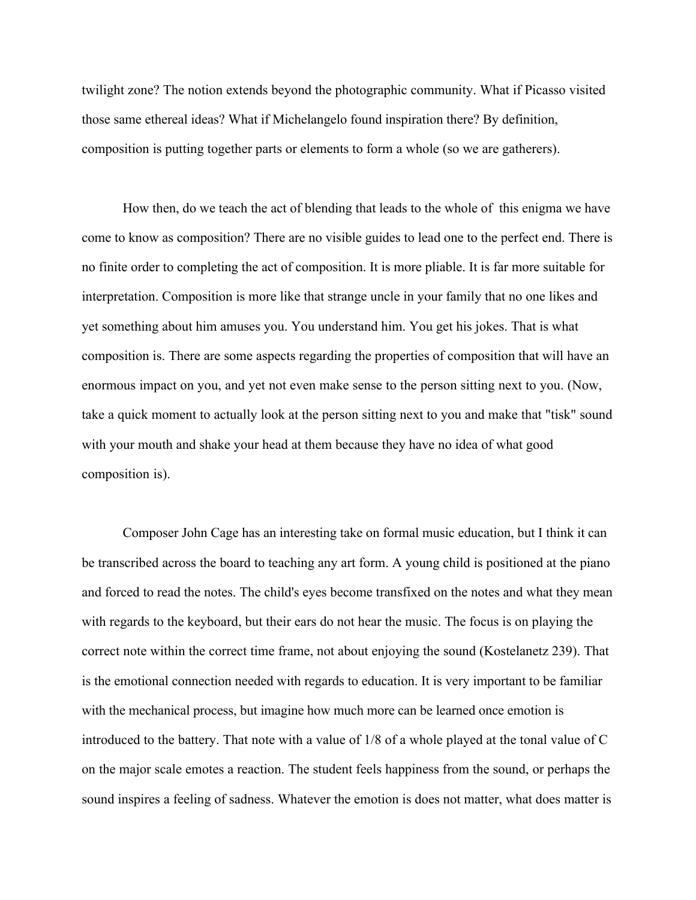twilight zone? The notion extends beyond the photographic community. What if Picasso visited those same ethereal ideas? What if Michelangelo found inspiration there? By definition, composition is putting together parts or elements to form a whole (so we are gatherers).

How then, do we teach the act of blending that leads to the whole of this enigma we have come to know as composition? There are no visible guides to lead one to the perfect end. There is no finite order to completing the act of composition. It is more pliable. It is far more suitable for interpretation. Composition is more like that strange uncle in your family that no one likes and yet something about him amuses you. You understand him. You get his jokes. That is what composition is. There are some aspects regarding the properties of composition that will have an enormous impact on you, and yet not even make sense to the person sitting next to you. (Now, take a quick moment to actually look at the person sitting next to you and make that "tisk" sound with your mouth and shake your head at them because they have no idea of what good composition is).

Composer John Cage has an interesting take on formal music education, but I think it can be transcribed across the board to teaching any art form. A young child is positioned at the piano and forced to read the notes. The child's eyes become transfixed on the notes and what they mean with regards to the keyboard, but their ears do not hear the music. The focus is on playing the correct note within the correct time frame, not about enjoying the sound (Kostelanetz 239). That is the emotional connection needed with regards to education. It is very important to be familiar with the mechanical process, but imagine how much more can be learned once emotion is introduced to the battery. That note with a value of 1/8 of a whole played at the tonal value of C on the major scale emotes a reaction. The student feels happiness from the sound, or perhaps the sound inspires a feeling of sadness. Whatever the emotion is does not matter, what does matter is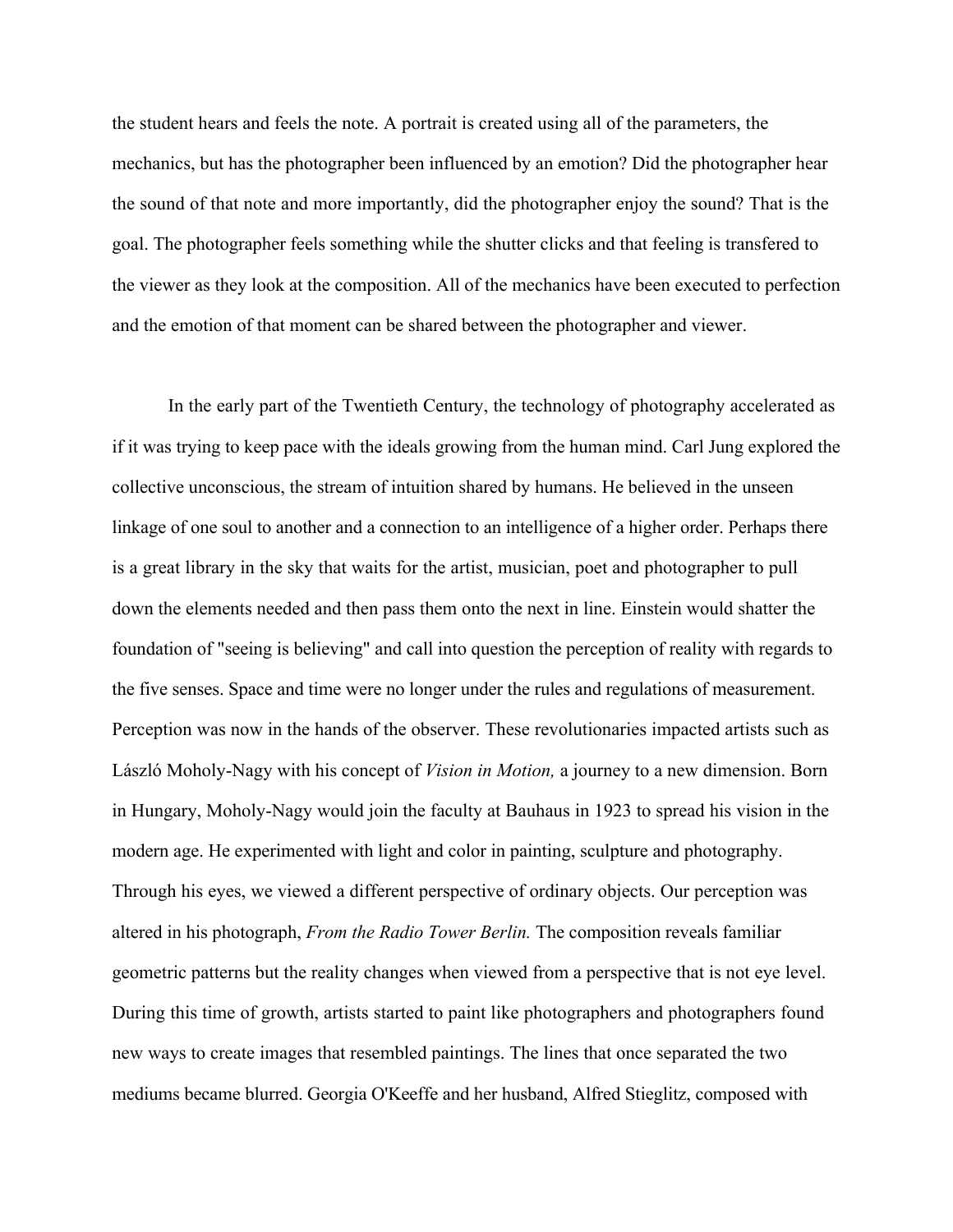the student hears and feels the note. A portrait is created using all of the parameters, the mechanics, but has the photographer been influenced by an emotion? Did the photographer hear the sound of that note and more importantly, did the photographer enjoy the sound? That is the goal. The photographer feels something while the shutter clicks and that feeling is transfered to the viewer as they look at the composition. All of the mechanics have been executed to perfection and the emotion of that moment can be shared between the photographer and viewer.

In the early part of the Twentieth Century, the technology of photography accelerated as if it was trying to keep pace with the ideals growing from the human mind. Carl Jung explored the collective unconscious, the stream of intuition shared by humans. He believed in the unseen linkage of one soul to another and a connection to an intelligence of a higher order. Perhaps there is a great library in the sky that waits for the artist, musician, poet and photographer to pull down the elements needed and then pass them onto the next in line. Einstein would shatter the foundation of "seeing is believing" and call into question the perception of reality with regards to the five senses. Space and time were no longer under the rules and regulations of measurement. Perception was now in the hands of the observer. These revolutionaries impacted artists such as László Moholy-Nagy with his concept of *Vision in Motion,* a journey to a new dimension. Born in Hungary, Moholy-Nagy would join the faculty at Bauhaus in 1923 to spread his vision in the modern age. He experimented with light and color in painting, sculpture and photography. Through his eyes, we viewed a different perspective of ordinary objects. Our perception was altered in his photograph, *From the Radio Tower Berlin.* The composition reveals familiar geometric patterns but the reality changes when viewed from a perspective that is not eye level. During this time of growth, artists started to paint like photographers and photographers found new ways to create images that resembled paintings. The lines that once separated the two mediums became blurred. Georgia O'Keeffe and her husband, Alfred Stieglitz, composed with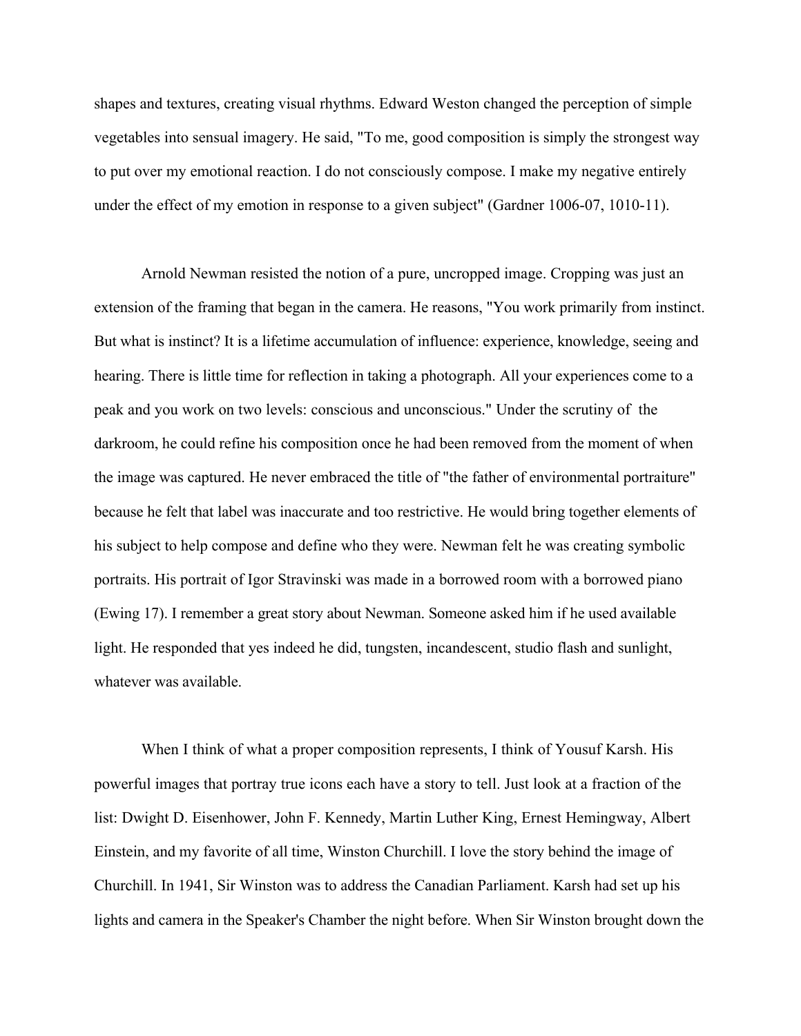shapes and textures, creating visual rhythms. Edward Weston changed the perception of simple vegetables into sensual imagery. He said, "To me, good composition is simply the strongest way to put over my emotional reaction. I do not consciously compose. I make my negative entirely under the effect of my emotion in response to a given subject" (Gardner 1006-07, 1010-11).

Arnold Newman resisted the notion of a pure, uncropped image. Cropping was just an extension of the framing that began in the camera. He reasons, "You work primarily from instinct. But what is instinct? It is a lifetime accumulation of influence: experience, knowledge, seeing and hearing. There is little time for reflection in taking a photograph. All your experiences come to a peak and you work on two levels: conscious and unconscious." Under the scrutiny of the darkroom, he could refine his composition once he had been removed from the moment of when the image was captured. He never embraced the title of "the father of environmental portraiture" because he felt that label was inaccurate and too restrictive. He would bring together elements of his subject to help compose and define who they were. Newman felt he was creating symbolic portraits. His portrait of Igor Stravinski was made in a borrowed room with a borrowed piano (Ewing 17). I remember a great story about Newman. Someone asked him if he used available light. He responded that yes indeed he did, tungsten, incandescent, studio flash and sunlight, whatever was available.

When I think of what a proper composition represents, I think of Yousuf Karsh. His powerful images that portray true icons each have a story to tell. Just look at a fraction of the list: Dwight D. Eisenhower, John F. Kennedy, Martin Luther King, Ernest Hemingway, Albert Einstein, and my favorite of all time, Winston Churchill. I love the story behind the image of Churchill. In 1941, Sir Winston was to address the Canadian Parliament. Karsh had set up his lights and camera in the Speaker's Chamber the night before. When Sir Winston brought down the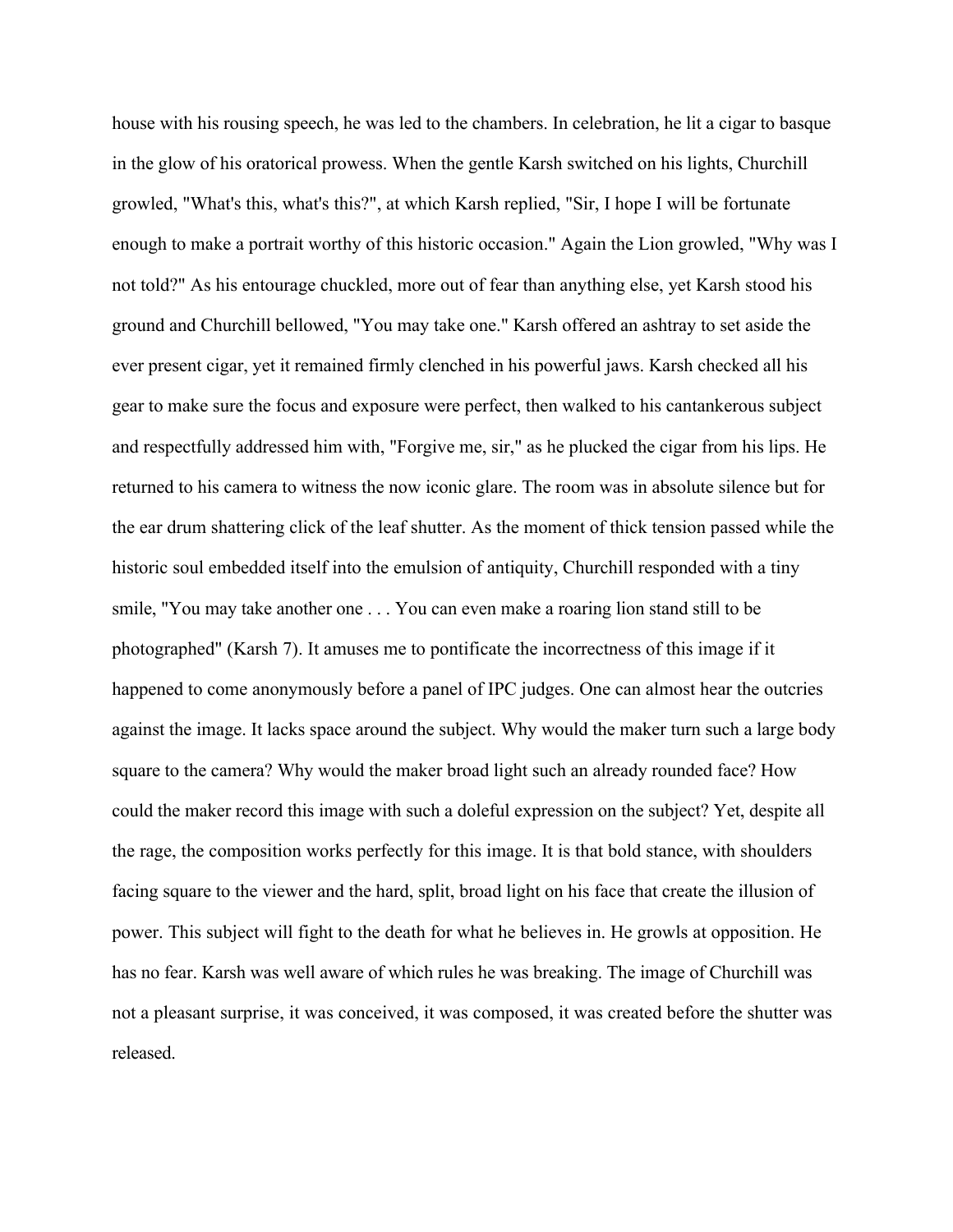house with his rousing speech, he was led to the chambers. In celebration, he lit a cigar to basque in the glow of his oratorical prowess. When the gentle Karsh switched on his lights, Churchill growled, "What's this, what's this?", at which Karsh replied, "Sir, I hope I will be fortunate enough to make a portrait worthy of this historic occasion." Again the Lion growled, "Why was I not told?" As his entourage chuckled, more out of fear than anything else, yet Karsh stood his ground and Churchill bellowed, "You may take one." Karsh offered an ashtray to set aside the ever present cigar, yet it remained firmly clenched in his powerful jaws. Karsh checked all his gear to make sure the focus and exposure were perfect, then walked to his cantankerous subject and respectfully addressed him with, "Forgive me, sir," as he plucked the cigar from his lips. He returned to his camera to witness the now iconic glare. The room was in absolute silence but for the ear drum shattering click of the leaf shutter. As the moment of thick tension passed while the historic soul embedded itself into the emulsion of antiquity, Churchill responded with a tiny smile, "You may take another one . . . You can even make a roaring lion stand still to be photographed" (Karsh 7). It amuses me to pontificate the incorrectness of this image if it happened to come anonymously before a panel of IPC judges. One can almost hear the outcries against the image. It lacks space around the subject. Why would the maker turn such a large body square to the camera? Why would the maker broad light such an already rounded face? How could the maker record this image with such a doleful expression on the subject? Yet, despite all the rage, the composition works perfectly for this image. It is that bold stance, with shoulders facing square to the viewer and the hard, split, broad light on his face that create the illusion of power. This subject will fight to the death for what he believes in. He growls at opposition. He has no fear. Karsh was well aware of which rules he was breaking. The image of Churchill was not a pleasant surprise, it was conceived, it was composed, it was created before the shutter was released.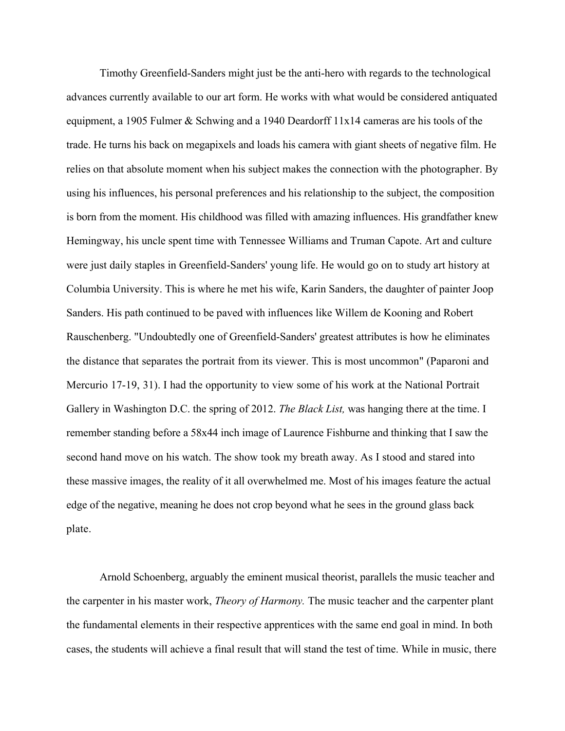Timothy Greenfield-Sanders might just be the anti-hero with regards to the technological advances currently available to our art form. He works with what would be considered antiquated equipment, a 1905 Fulmer & Schwing and a 1940 Deardorff 11x14 cameras are his tools of the trade. He turns his back on megapixels and loads his camera with giant sheets of negative film. He relies on that absolute moment when his subject makes the connection with the photographer. By using his influences, his personal preferences and his relationship to the subject, the composition is born from the moment. His childhood was filled with amazing influences. His grandfather knew Hemingway, his uncle spent time with Tennessee Williams and Truman Capote. Art and culture were just daily staples in Greenfield-Sanders' young life. He would go on to study art history at Columbia University. This is where he met his wife, Karin Sanders, the daughter of painter Joop Sanders. His path continued to be paved with influences like Willem de Kooning and Robert Rauschenberg. "Undoubtedly one of Greenfield-Sanders' greatest attributes is how he eliminates the distance that separates the portrait from its viewer. This is most uncommon" (Paparoni and Mercurio 17-19, 31). I had the opportunity to view some of his work at the National Portrait Gallery in Washington D.C. the spring of 2012. *The Black List,* was hanging there at the time. I remember standing before a 58x44 inch image of Laurence Fishburne and thinking that I saw the second hand move on his watch. The show took my breath away. As I stood and stared into these massive images, the reality of it all overwhelmed me. Most of his images feature the actual edge of the negative, meaning he does not crop beyond what he sees in the ground glass back plate.

Arnold Schoenberg, arguably the eminent musical theorist, parallels the music teacher and the carpenter in his master work, *Theory of Harmony.* The music teacher and the carpenter plant the fundamental elements in their respective apprentices with the same end goal in mind. In both cases, the students will achieve a final result that will stand the test of time. While in music, there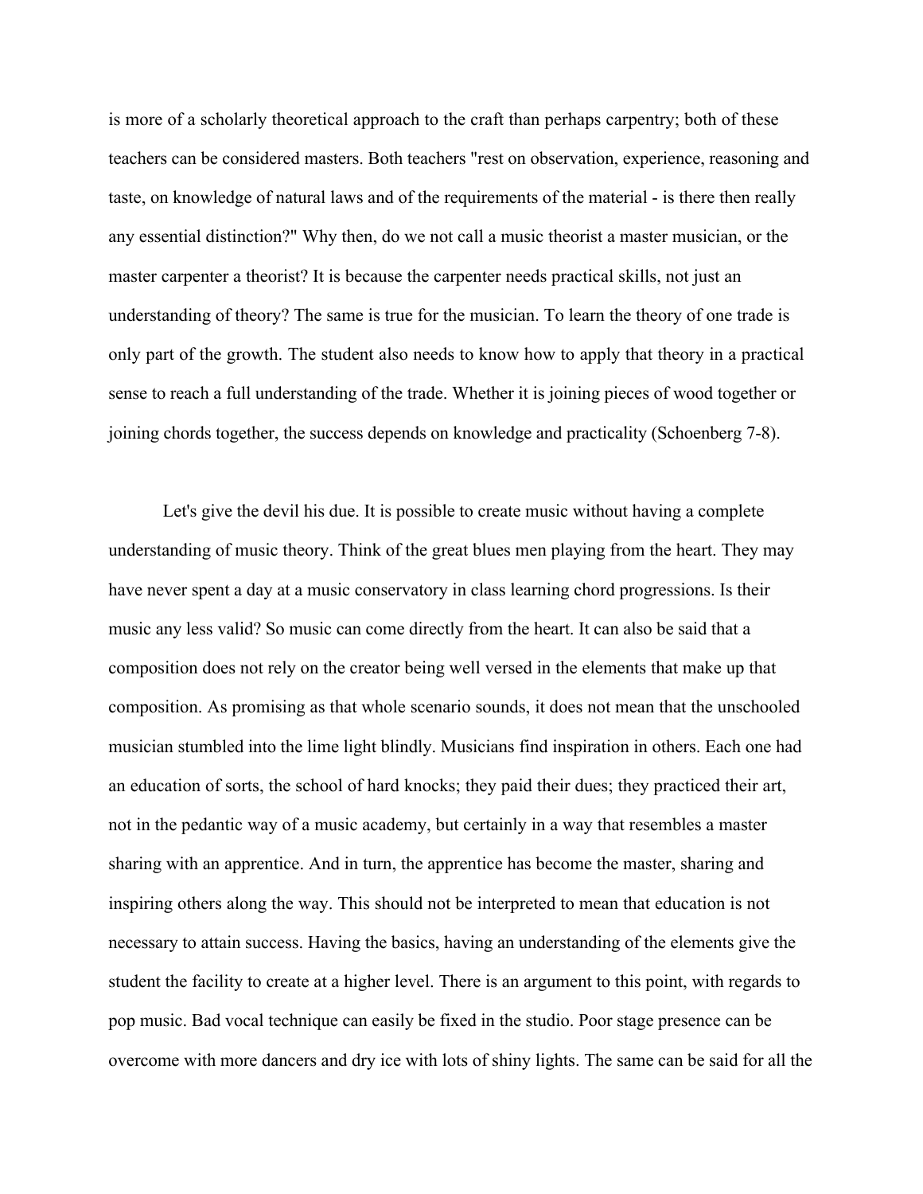is more of a scholarly theoretical approach to the craft than perhaps carpentry; both of these teachers can be considered masters. Both teachers "rest on observation, experience, reasoning and taste, on knowledge of natural laws and of the requirements of the material - is there then really any essential distinction?" Why then, do we not call a music theorist a master musician, or the master carpenter a theorist? It is because the carpenter needs practical skills, not just an understanding of theory? The same is true for the musician. To learn the theory of one trade is only part of the growth. The student also needs to know how to apply that theory in a practical sense to reach a full understanding of the trade. Whether it is joining pieces of wood together or joining chords together, the success depends on knowledge and practicality (Schoenberg 7-8).

Let's give the devil his due. It is possible to create music without having a complete understanding of music theory. Think of the great blues men playing from the heart. They may have never spent a day at a music conservatory in class learning chord progressions. Is their music any less valid? So music can come directly from the heart. It can also be said that a composition does not rely on the creator being well versed in the elements that make up that composition. As promising as that whole scenario sounds, it does not mean that the unschooled musician stumbled into the lime light blindly. Musicians find inspiration in others. Each one had an education of sorts, the school of hard knocks; they paid their dues; they practiced their art, not in the pedantic way of a music academy, but certainly in a way that resembles a master sharing with an apprentice. And in turn, the apprentice has become the master, sharing and inspiring others along the way. This should not be interpreted to mean that education is not necessary to attain success. Having the basics, having an understanding of the elements give the student the facility to create at a higher level. There is an argument to this point, with regards to pop music. Bad vocal technique can easily be fixed in the studio. Poor stage presence can be overcome with more dancers and dry ice with lots of shiny lights. The same can be said for all the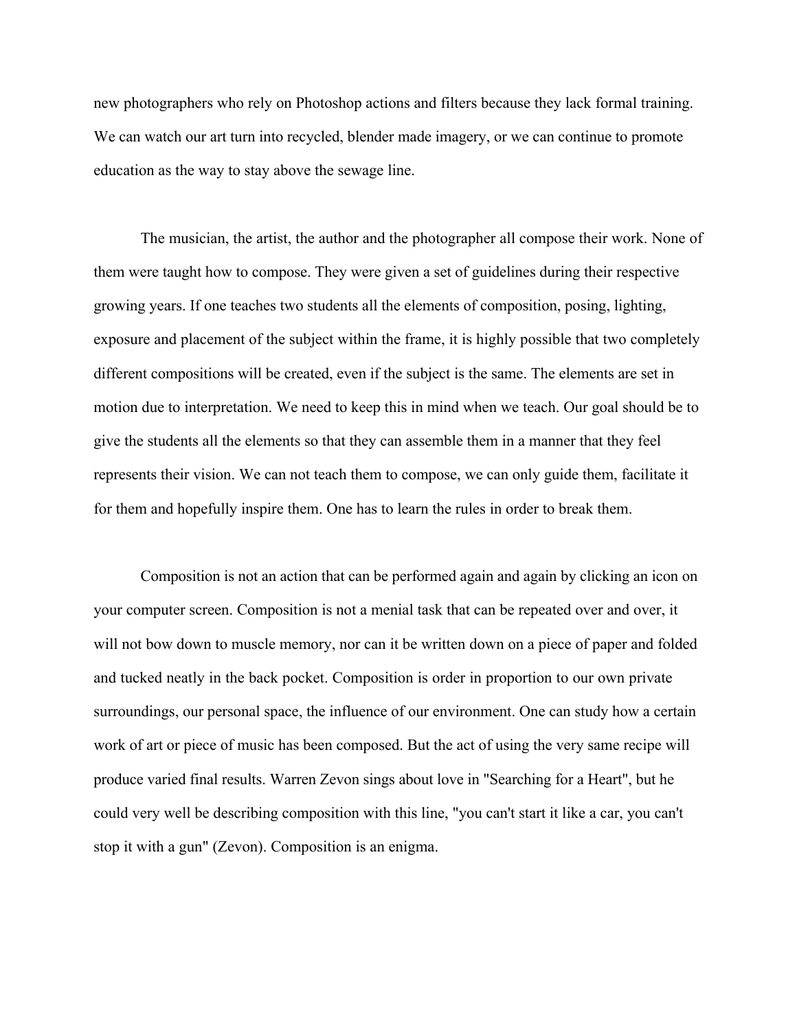new photographers who rely on Photoshop actions and filters because they lack formal training. We can watch our art turn into recycled, blender made imagery, or we can continue to promote education as the way to stay above the sewage line.

The musician, the artist, the author and the photographer all compose their work. None of them were taught how to compose. They were given a set of guidelines during their respective growing years. If one teaches two students all the elements of composition, posing, lighting, exposure and placement of the subject within the frame, it is highly possible that two completely different compositions will be created, even if the subject is the same. The elements are set in motion due to interpretation. We need to keep this in mind when we teach. Our goal should be to give the students all the elements so that they can assemble them in a manner that they feel represents their vision. We can not teach them to compose, we can only guide them, facilitate it for them and hopefully inspire them. One has to learn the rules in order to break them.

Composition is not an action that can be performed again and again by clicking an icon on your computer screen. Composition is not a menial task that can be repeated over and over, it will not bow down to muscle memory, nor can it be written down on a piece of paper and folded and tucked neatly in the back pocket. Composition is order in proportion to our own private surroundings, our personal space, the influence of our environment. One can study how a certain work of art or piece of music has been composed. But the act of using the very same recipe will produce varied final results. Warren Zevon sings about love in "Searching for a Heart", but he could very well be describing composition with this line, "you can't start it like a car, you can't stop it with a gun" (Zevon). Composition is an enigma.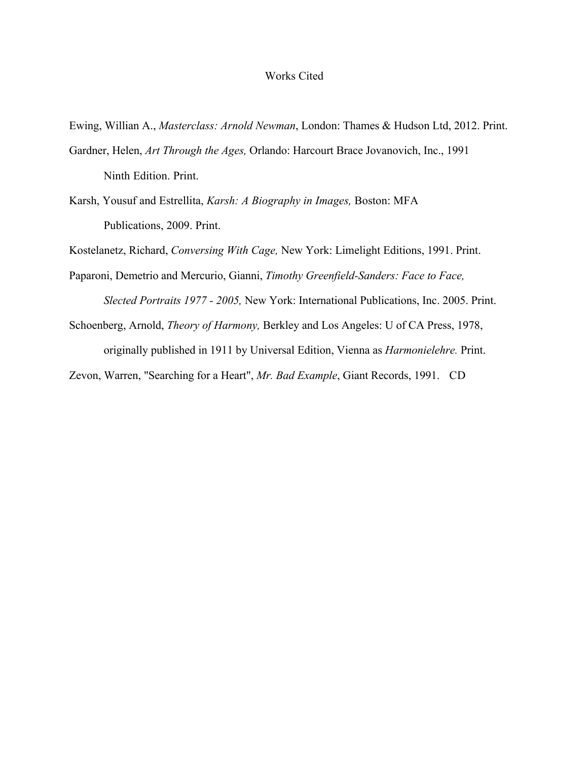# Works Cited

Ewing, Willian A., *Masterclass: Arnold Newman*, London: Thames & Hudson Ltd, 2012. Print.

Gardner, Helen, *Art Through the Ages,* Orlando: Harcourt Brace Jovanovich, Inc., 1991 Ninth Edition. Print.

Karsh, Yousuf and Estrellita, *Karsh: A Biography in Images,* Boston: MFA Publications, 2009. Print.

Kostelanetz, Richard, *Conversing With Cage,* New York: Limelight Editions, 1991. Print.

Paparoni, Demetrio and Mercurio, Gianni, *Timothy Greenfield-Sanders: Face to Face, Slected Portraits 1977 - 2005,* New York: International Publications, Inc. 2005. Print.

Schoenberg, Arnold, *Theory of Harmony,* Berkley and Los Angeles: U of CA Press, 1978, originally published in 1911 by Universal Edition, Vienna as *Harmonielehre.* Print.

Zevon, Warren, "Searching for a Heart", *Mr. Bad Example*, Giant Records, 1991. CD